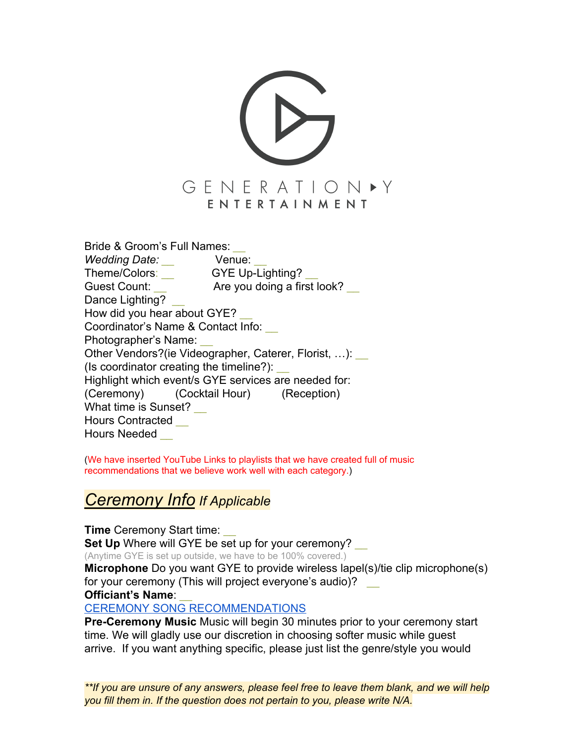GENERATION ▸ Y
ENTERTAINMENT

Bride & Groom's Full Names: __
*Wedding Date:* __ Venue: __
Theme/Colors: __ GYE Up-Lighting? __
Guest Count: __ Are you doing a first look? __
Dance Lighting? __
How did you hear about GYE? __
Coordinator's Name & Contact Info: __
Photographer's Name: __
Other Vendors?(ie Videographer, Caterer, Florist, …): __
(Is coordinator creating the timeline?): __
Highlight which event/s GYE services are needed for:
(Ceremony) (Cocktail Hour) (Reception)
What time is Sunset? __
Hours Contracted __
Hours Needed __

(We have inserted YouTube Links to playlists that we have created full of music recommendations that we believe work well with each category.)

## *Ceremony Info If Applicable*

**Time** Ceremony Start time: __
**Set Up** Where will GYE be set up for your ceremony? __
(Anytime GYE is set up outside, we have to be 100% covered.)
**Microphone** Do you want GYE to provide wireless lapel(s)/tie clip microphone(s) for your ceremony (This will project everyone's audio)? __
**Officiant's Name**: __
CEREMONY SONG RECOMMENDATIONS
**Pre-Ceremony Music** Music will begin 30 minutes prior to your ceremony start time. We will gladly use our discretion in choosing softer music while guest arrive. If you want anything specific, please just list the genre/style you would

*\*\*If you are unsure of any answers, please feel free to leave them blank, and we will help you fill them in. If the question does not pertain to you, please write N/A.*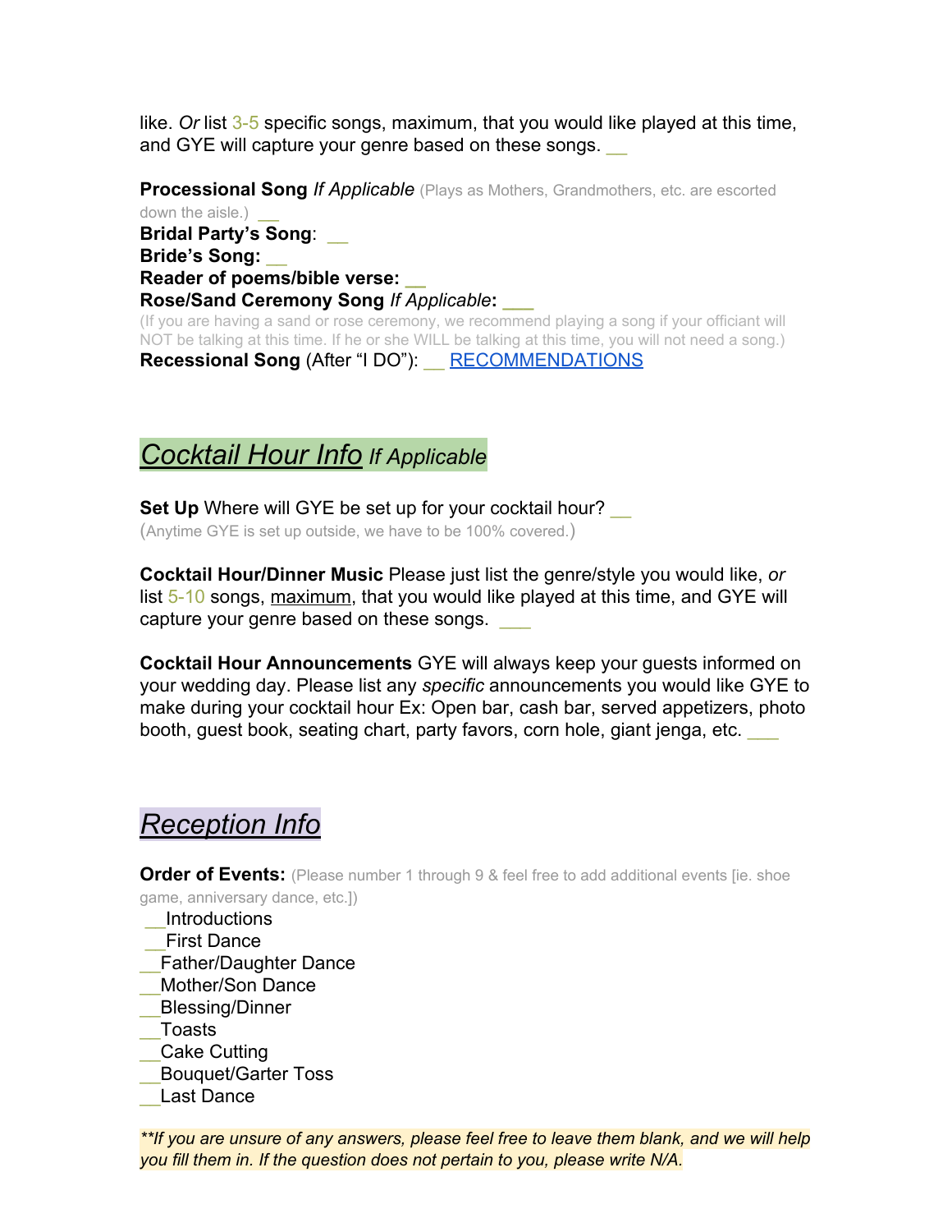like. *Or* list 3-5 specific songs, maximum, that you would like played at this time, and GYE will capture your genre based on these songs. __

**Processional Song** *If Applicable* (Plays as Mothers, Grandmothers, etc. are escorted down the aisle.) __
**Bridal Party's Song**: __
**Bride's Song:** __
**Reader of poems/bible verse:** __
**Rose/Sand Ceremony Song** *If Applicable***:** ___
(If you are having a sand or rose ceremony, we recommend playing a song if your officiant will NOT be talking at this time. If he or she WILL be talking at this time, you will not need a song.)
**Recessional Song** (After "I DO"): __ RECOMMENDATIONS

## *Cocktail Hour Info* *If Applicable*

**Set Up** Where will GYE be set up for your cocktail hour? __
(Anytime GYE is set up outside, we have to be 100% covered.)

**Cocktail Hour/Dinner Music** Please just list the genre/style you would like, *or* list 5-10 songs, maximum, that you would like played at this time, and GYE will capture your genre based on these songs. ___

**Cocktail Hour Announcements** GYE will always keep your guests informed on your wedding day. Please list any *specific* announcements you would like GYE to make during your cocktail hour Ex: Open bar, cash bar, served appetizers, photo booth, guest book, seating chart, party favors, corn hole, giant jenga, etc. ___

## *Reception Info*

**Order of Events:** (Please number 1 through 9 & feel free to add additional events [ie. shoe game, anniversary dance, etc.])

__Introductions
__First Dance
__Father/Daughter Dance
__Mother/Son Dance
__Blessing/Dinner
__Toasts
__Cake Cutting
__Bouquet/Garter Toss
__Last Dance

*\*\*If you are unsure of any answers, please feel free to leave them blank, and we will help you fill them in. If the question does not pertain to you, please write N/A.*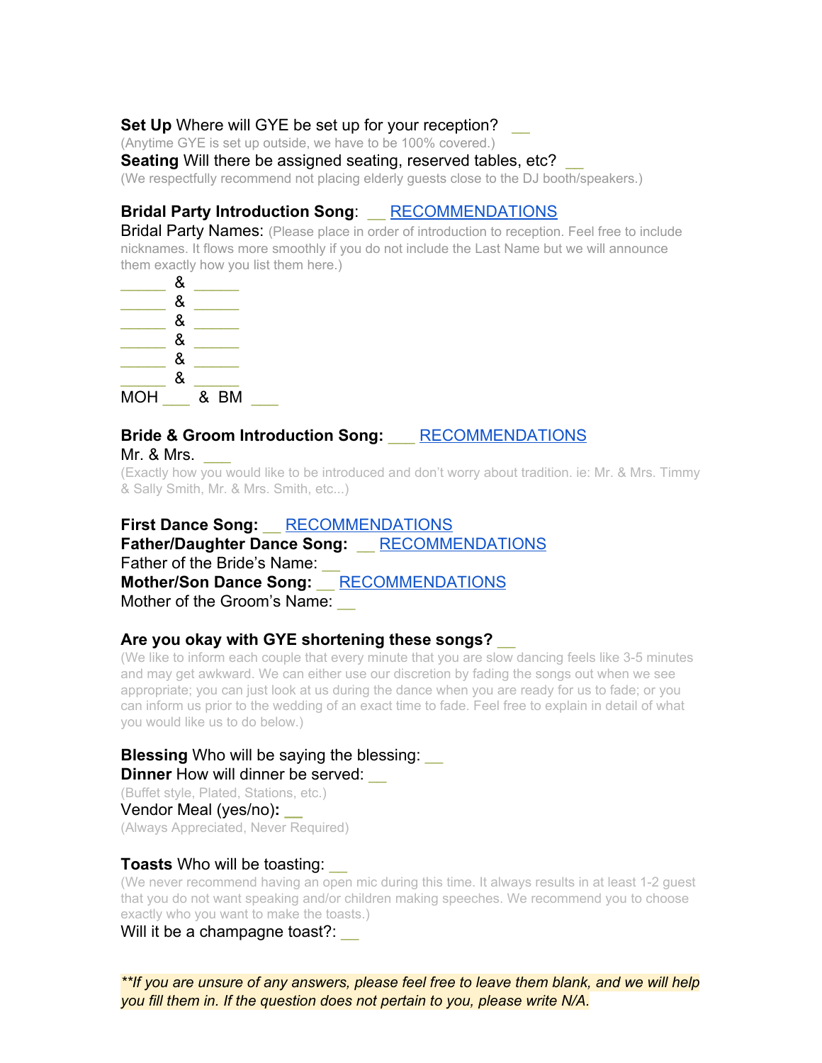**Set Up** Where will GYE be set up for your reception? __

(Anytime GYE is set up outside, we have to be 100% covered.)

**Seating** Will there be assigned seating, reserved tables, etc? __

(We respectfully recommend not placing elderly guests close to the DJ booth/speakers.)

**Bridal Party Introduction Song**: __ RECOMMENDATIONS

Bridal Party Names: (Please place in order of introduction to reception. Feel free to include nicknames. It flows more smoothly if you do not include the Last Name but we will announce them exactly how you list them here.)

_____ & _____
_____ & _____
_____ & _____
_____ & _____
_____ & _____
_____ & _____
MOH ___ & BM ___

**Bride & Groom Introduction Song:** ___ RECOMMENDATIONS

Mr. & Mrs. ___

(Exactly how you would like to be introduced and don't worry about tradition. ie: Mr. & Mrs. Timmy & Sally Smith, Mr. & Mrs. Smith, etc...)

**First Dance Song:** __ RECOMMENDATIONS

**Father/Daughter Dance Song:** __ RECOMMENDATIONS

Father of the Bride's Name: __

**Mother/Son Dance Song:** __ RECOMMENDATIONS

Mother of the Groom's Name: __

**Are you okay with GYE shortening these songs?** __

(We like to inform each couple that every minute that you are slow dancing feels like 3-5 minutes and may get awkward. We can either use our discretion by fading the songs out when we see appropriate; you can just look at us during the dance when you are ready for us to fade; or you can inform us prior to the wedding of an exact time to fade. Feel free to explain in detail of what you would like us to do below.)

**Blessing** Who will be saying the blessing: __

**Dinner** How will dinner be served: __

(Buffet style, Plated, Stations, etc.)

Vendor Meal (yes/no)**:** __

(Always Appreciated, Never Required)

**Toasts** Who will be toasting: __

(We never recommend having an open mic during this time. It always results in at least 1-2 guest that you do not want speaking and/or children making speeches. We recommend you to choose exactly who you want to make the toasts.)

Will it be a champagne toast?: __

*\*\*If you are unsure of any answers, please feel free to leave them blank, and we will help you fill them in. If the question does not pertain to you, please write N/A.*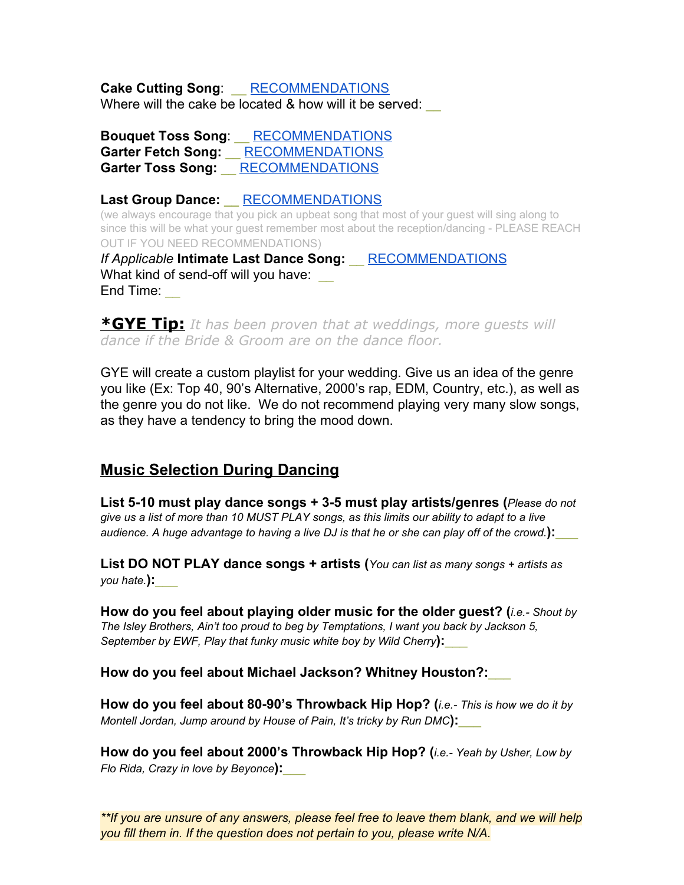**Cake Cutting Song**: __ RECOMMENDATIONS
Where will the cake be located & how will it be served: __

**Bouquet Toss Song**: __ RECOMMENDATIONS
**Garter Fetch Song:** __ RECOMMENDATIONS
**Garter Toss Song:** __ RECOMMENDATIONS

**Last Group Dance:** __ RECOMMENDATIONS
(we always encourage that you pick an upbeat song that most of your guest will sing along to since this will be what your guest remember most about the reception/dancing - PLEASE REACH OUT IF YOU NEED RECOMMENDATIONS)
*If Applicable* **Intimate Last Dance Song:** __ RECOMMENDATIONS
What kind of send-off will you have: __
End Time: __

**\*GYE Tip:** *It has been proven that at weddings, more guests will dance if the Bride & Groom are on the dance floor.*

GYE will create a custom playlist for your wedding. Give us an idea of the genre you like (Ex: Top 40, 90's Alternative, 2000's rap, EDM, Country, etc.), as well as the genre you do not like. We do not recommend playing very many slow songs, as they have a tendency to bring the mood down.

## Music Selection During Dancing

**List 5-10 must play dance songs + 3-5 must play artists/genres (***Please do not give us a list of more than 10 MUST PLAY songs, as this limits our ability to adapt to a live audience. A huge advantage to having a live DJ is that he or she can play off of the crowd.***):**___

**List DO NOT PLAY dance songs + artists (***You can list as many songs + artists as you hate.***):**___

**How do you feel about playing older music for the older guest? (***i.e.- Shout by The Isley Brothers, Ain't too proud to beg by Temptations, I want you back by Jackson 5, September by EWF, Play that funky music white boy by Wild Cherry***):**___

**How do you feel about Michael Jackson? Whitney Houston?:**___

**How do you feel about 80-90's Throwback Hip Hop? (***i.e.- This is how we do it by Montell Jordan, Jump around by House of Pain, It's tricky by Run DMC***):**___

**How do you feel about 2000's Throwback Hip Hop? (***i.e.- Yeah by Usher, Low by Flo Rida, Crazy in love by Beyonce***):**___

*\*\*If you are unsure of any answers, please feel free to leave them blank, and we will help you fill them in. If the question does not pertain to you, please write N/A.*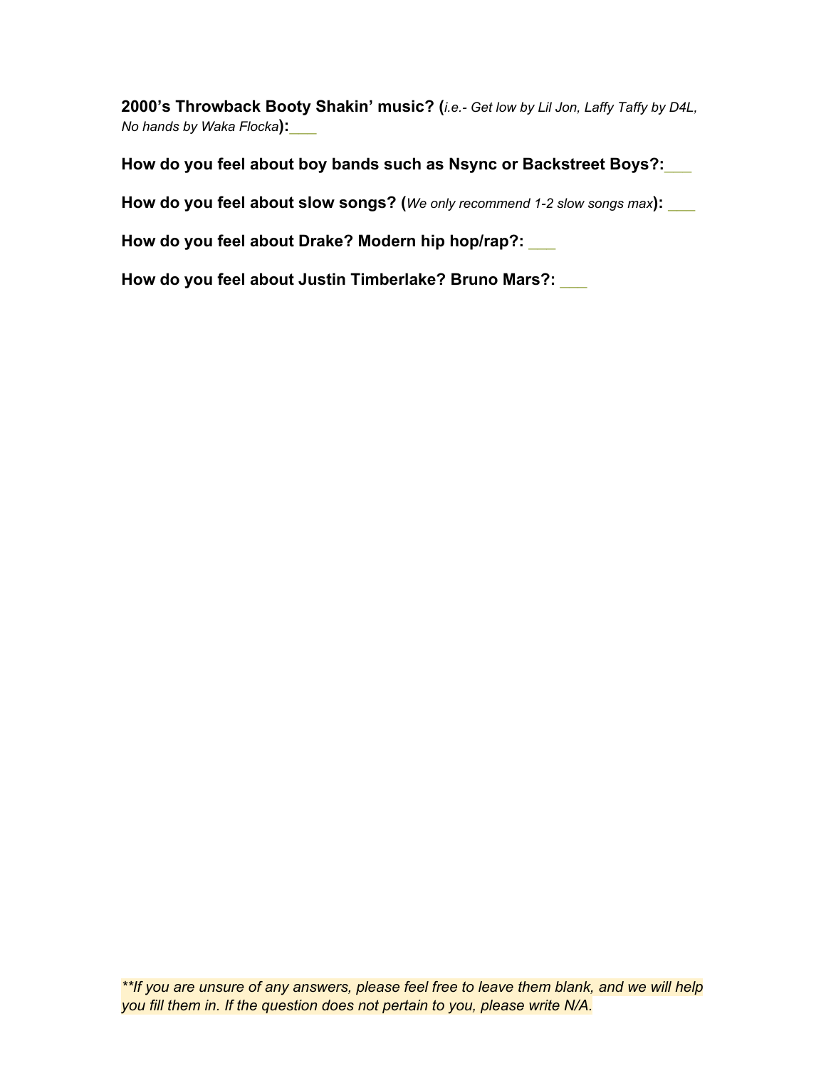**2000's Throwback Booty Shakin' music? (***i.e.- Get low by Lil Jon, Laffy Taffy by D4L, No hands by Waka Flocka***):**___

**How do you feel about boy bands such as Nsync or Backstreet Boys?:**___

**How do you feel about slow songs? (***We only recommend 1-2 slow songs max***):** ___

**How do you feel about Drake? Modern hip hop/rap?:** ___

**How do you feel about Justin Timberlake? Bruno Mars?:** ___

*\*\*If you are unsure of any answers, please feel free to leave them blank, and we will help you fill them in. If the question does not pertain to you, please write N/A.*